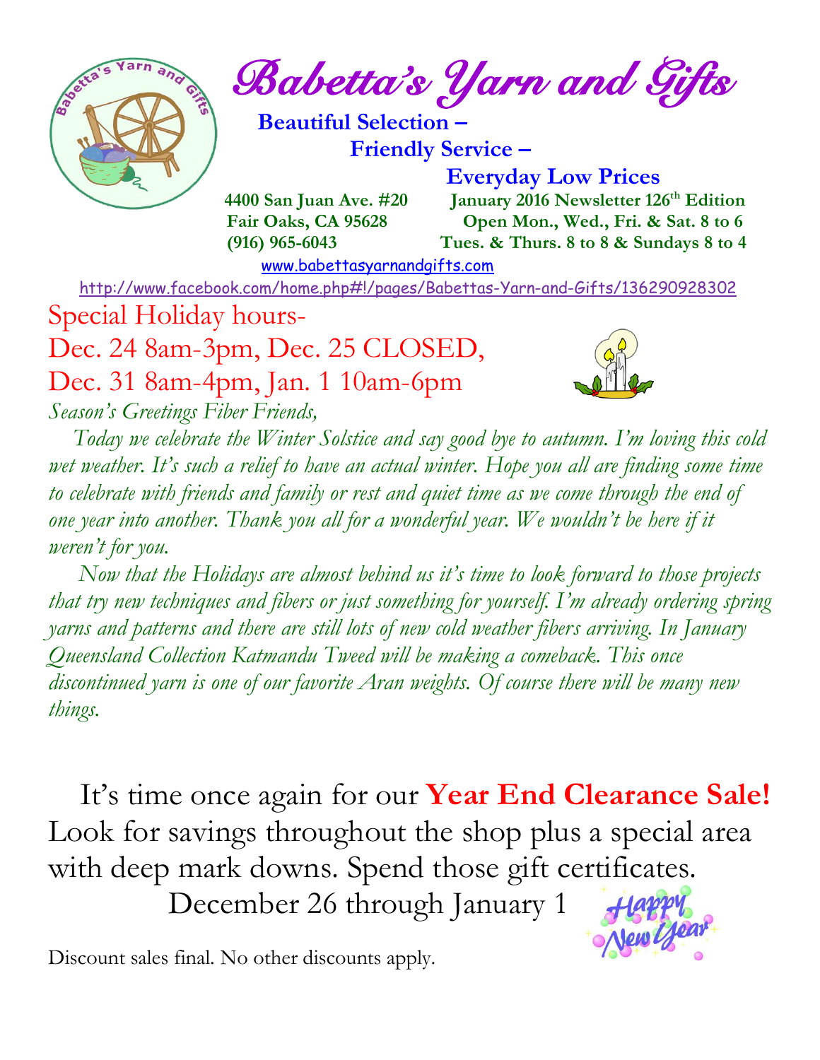# Babetta's Yarn and Gifts

**Beautiful Selection –**
**Friendly Service –**
**Everyday Low Prices**

**4400 San Juan Ave. #20**
**Fair Oaks, CA 95628**
**(916) 965-6043**

**January 2016 Newsletter 126th Edition**
**Open Mon., Wed., Fri. & Sat. 8 to 6**
**Tues. & Thurs. 8 to 8 & Sundays 8 to 4**

www.babettasyarnandgifts.com

http://www.facebook.com/home.php#!/pages/Babettas-Yarn-and-Gifts/136290928302

## Special Holiday hours-
## Dec. 24 8am-3pm, Dec. 25 CLOSED, Dec. 31 8am-4pm, Jan. 1 10am-6pm

*Season's Greetings Fiber Friends,*

*Today we celebrate the Winter Solstice and say good bye to autumn. I'm loving this cold wet weather. It's such a relief to have an actual winter. Hope you all are finding some time to celebrate with friends and family or rest and quiet time as we come through the end of one year into another. Thank you all for a wonderful year. We wouldn't be here if it weren't for you.*

*Now that the Holidays are almost behind us it's time to look forward to those projects that try new techniques and fibers or just something for yourself. I'm already ordering spring yarns and patterns and there are still lots of new cold weather fibers arriving. In January Queensland Collection Katmandu Tweed will be making a comeback. This once discontinued yarn is one of our favorite Aran weights. Of course there will be many new things.*

It's time once again for our **Year End Clearance Sale!** Look for savings throughout the shop plus a special area with deep mark downs. Spend those gift certificates.

December 26 through January 1

Discount sales final. No other discounts apply.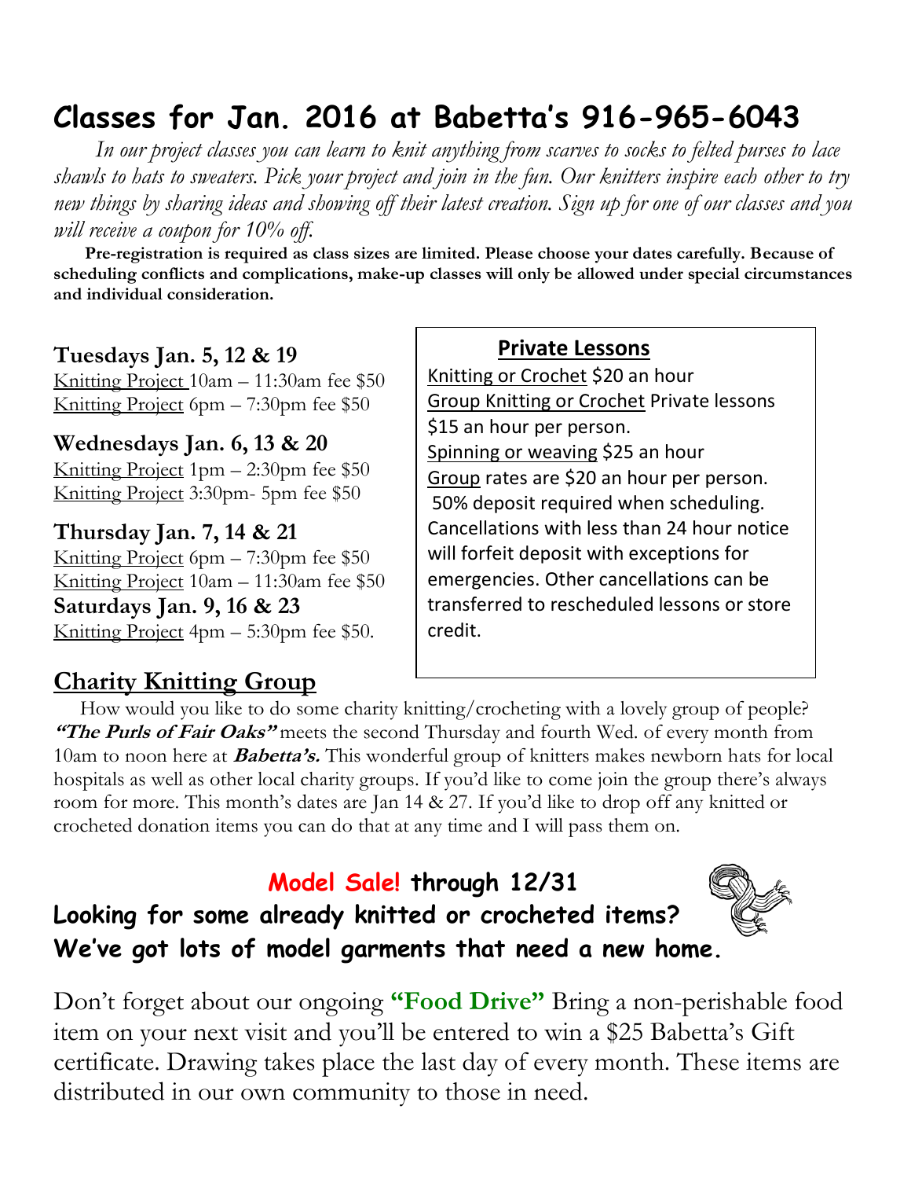# Classes for Jan. 2016 at Babetta's 916-965-6043

*In our project classes you can learn to knit anything from scarves to socks to felted purses to lace shawls to hats to sweaters. Pick your project and join in the fun. Our knitters inspire each other to try new things by sharing ideas and showing off their latest creation. Sign up for one of our classes and you will receive a coupon for 10% off.*

**Pre-registration is required as class sizes are limited. Please choose your dates carefully. Because of scheduling conflicts and complications, make-up classes will only be allowed under special circumstances and individual consideration.**

**Tuesdays Jan. 5, 12 & 19**
Knitting Project 10am – 11:30am fee $50
Knitting Project 6pm – 7:30pm fee $50

**Wednesdays Jan. 6, 13 & 20**
Knitting Project 1pm – 2:30pm fee $50
Knitting Project 3:30pm- 5pm fee $50

**Thursday Jan. 7, 14 & 21**
Knitting Project 6pm – 7:30pm fee $50
Knitting Project 10am – 11:30am fee $50

**Saturdays Jan. 9, 16 & 23**
Knitting Project 4pm – 5:30pm fee $50.

## Private Lessons

Knitting or Crochet $20 an hour
Group Knitting or Crochet Private lessons $15 an hour per person.
Spinning or weaving $25 an hour
Group rates are $20 an hour per person.
50% deposit required when scheduling. Cancellations with less than 24 hour notice will forfeit deposit with exceptions for emergencies. Other cancellations can be transferred to rescheduled lessons or store credit.

## Charity Knitting Group

How would you like to do some charity knitting/crocheting with a lovely group of people? ***"The Purls of Fair Oaks"*** meets the second Thursday and fourth Wed. of every month from 10am to noon here at ***Babetta's.*** This wonderful group of knitters makes newborn hats for local hospitals as well as other local charity groups. If you'd like to come join the group there's always room for more. This month's dates are Jan 14 & 27. If you'd like to drop off any knitted or crocheted donation items you can do that at any time and I will pass them on.

## Model Sale! through 12/31

**Looking for some already knitted or crocheted items? We've got lots of model garments that need a new home.**

Don't forget about our ongoing **"Food Drive"** Bring a non-perishable food item on your next visit and you'll be entered to win a $25 Babetta's Gift certificate. Drawing takes place the last day of every month. These items are distributed in our own community to those in need.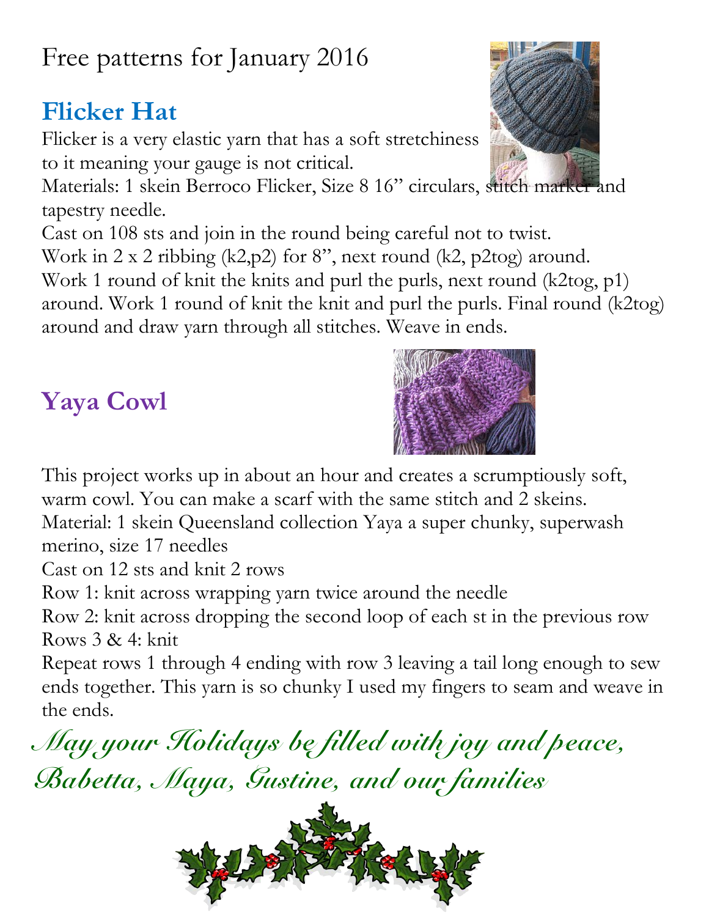# Free patterns for January 2016

## Flicker Hat

Flicker is a very elastic yarn that has a soft stretchiness to it meaning your gauge is not critical.

Materials: 1 skein Berroco Flicker, Size 8 16" circulars, stitch marker and tapestry needle.

Cast on 108 sts and join in the round being careful not to twist.

Work in 2 x 2 ribbing (k2,p2) for 8", next round (k2, p2tog) around.

Work 1 round of knit the knits and purl the purls, next round (k2tog, p1) around. Work 1 round of knit the knit and purl the purls. Final round (k2tog) around and draw yarn through all stitches. Weave in ends.

## Yaya Cowl

This project works up in about an hour and creates a scrumptiously soft, warm cowl. You can make a scarf with the same stitch and 2 skeins.

Material: 1 skein Queensland collection Yaya a super chunky, superwash merino, size 17 needles

Cast on 12 sts and knit 2 rows

Row 1: knit across wrapping yarn twice around the needle

Row 2: knit across dropping the second loop of each st in the previous row

Rows 3 & 4: knit

Repeat rows 1 through 4 ending with row 3 leaving a tail long enough to sew ends together. This yarn is so chunky I used my fingers to seam and weave in the ends.

*May your Holidays be filled with joy and peace,*

*Babetta, Maya, Gustine, and our families*